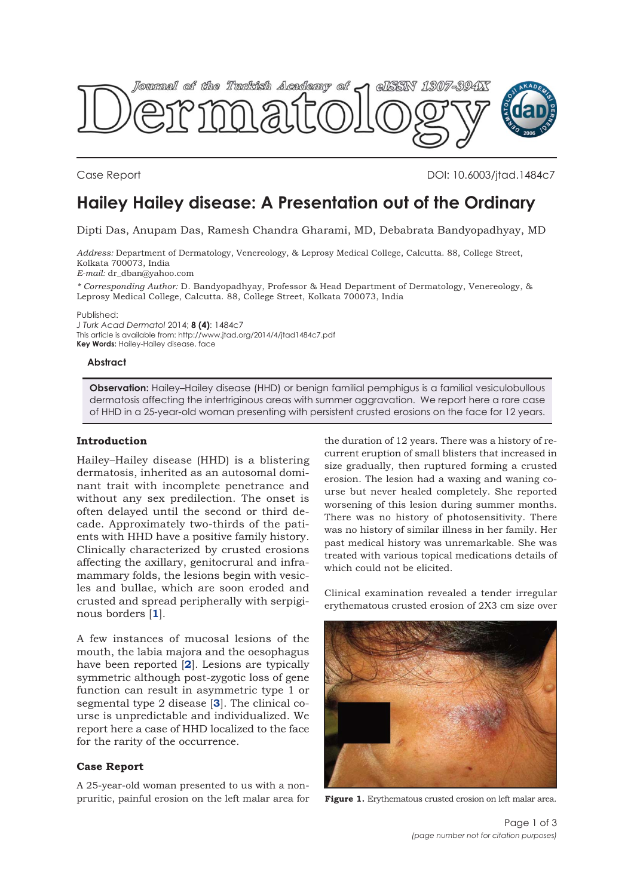Case Report

DOI: 10.6003/jtad.1484c7

# Hailey Hailey disease: A Presentation out of the Ordinary

Dipti Das, Anupam Das, Ramesh Chandra Gharami, MD, Debabrata Bandyopadhyay, MD

*Address:* Department of Dermatology, Venereology, & Leprosy Medical College, Calcutta. 88, College Street, Kolkata 700073, India
*E-mail:* dr_dban@yahoo.com

*\* Corresponding Author:* D. Bandyopadhyay, Professor & Head Department of Dermatology, Venereology, & Leprosy Medical College, Calcutta. 88, College Street, Kolkata 700073, India

Published:
*J Turk Acad Dermatol* 2014; **8 (4)**: 1484c7
This article is available from: http://www.jtad.org/2014/4/jtad1484c7.pdf
**Key Words:** Hailey-Hailey disease, face

### Abstract

**Observation:** Hailey–Hailey disease (HHD) or benign familial pemphigus is a familial vesiculobullous dermatosis affecting the intertriginous areas with summer aggravation. We report here a rare case of HHD in a 25-year-old woman presenting with persistent crusted erosions on the face for 12 years.

## Introduction

Hailey–Hailey disease (HHD) is a blistering dermatosis, inherited as an autosomal dominant trait with incomplete penetrance and without any sex predilection. The onset is often delayed until the second or third decade. Approximately two-thirds of the patients with HHD have a positive family history. Clinically characterized by crusted erosions affecting the axillary, genitocrural and inframammary folds, the lesions begin with vesicles and bullae, which are soon eroded and crusted and spread peripherally with serpiginous borders [1].

A few instances of mucosal lesions of the mouth, the labia majora and the oesophagus have been reported [2]. Lesions are typically symmetric although post-zygotic loss of gene function can result in asymmetric type 1 or segmental type 2 disease [3]. The clinical course is unpredictable and individualized. We report here a case of HHD localized to the face for the rarity of the occurrence.

## Case Report

A 25-year-old woman presented to us with a non-pruritic, painful erosion on the left malar area for the duration of 12 years. There was a history of recurrent eruption of small blisters that increased in size gradually, then ruptured forming a crusted erosion. The lesion had a waxing and waning course but never healed completely. She reported worsening of this lesion during summer months. There was no history of photosensitivity. There was no history of similar illness in her family. Her past medical history was unremarkable. She was treated with various topical medications details of which could not be elicited.

Clinical examination revealed a tender irregular erythematous crusted erosion of 2X3 cm size over

**Figure 1.** Erythematous crusted erosion on left malar area.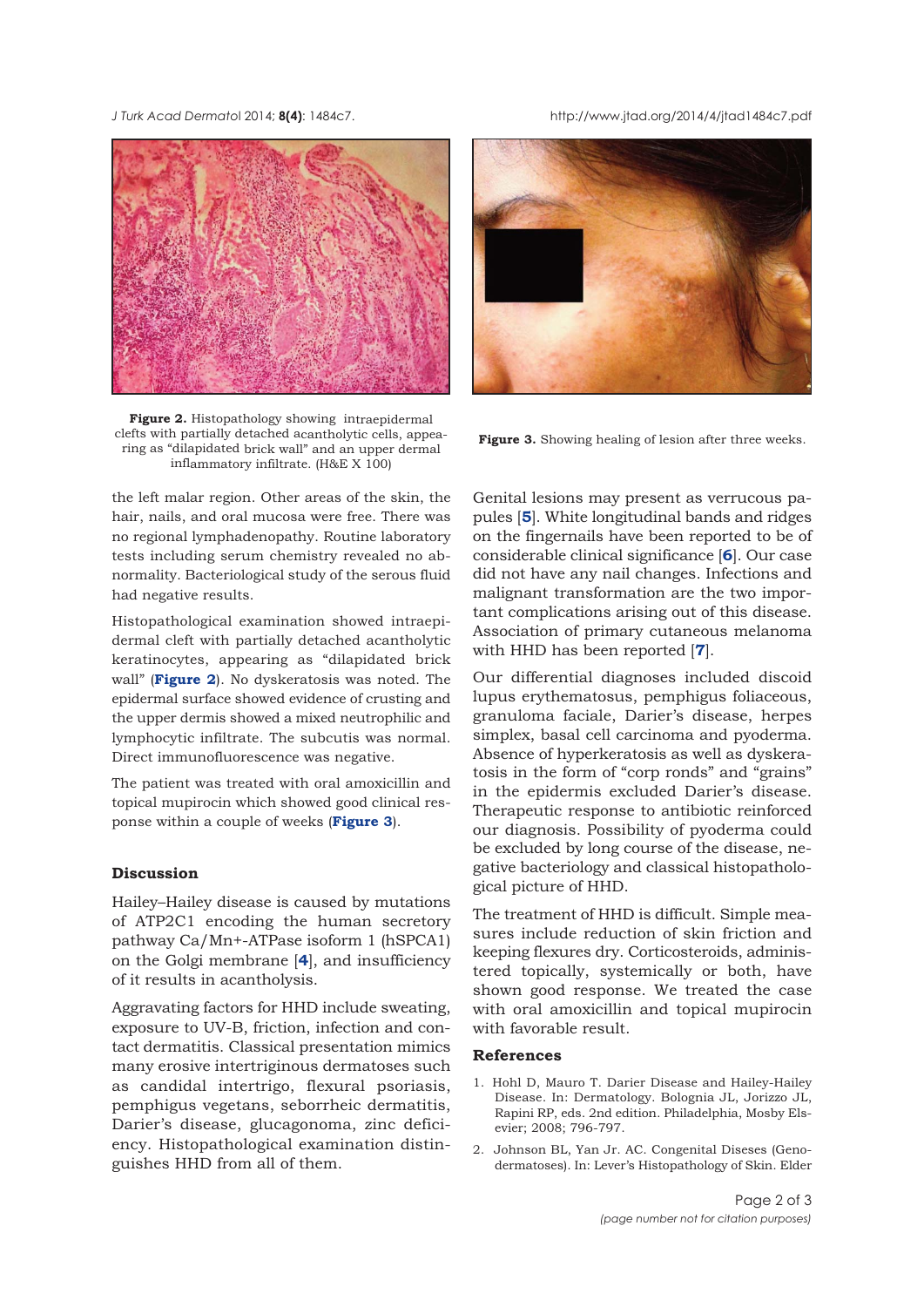**Figure 2.** Histopathology showing intraepidermal clefts with partially detached acantholytic cells, appearing as "dilapidated brick wall" and an upper dermal inflammatory infiltrate. (H&E X 100)

**Figure 3.** Showing healing of lesion after three weeks.

the left malar region. Other areas of the skin, the hair, nails, and oral mucosa were free. There was no regional lymphadenopathy. Routine laboratory tests including serum chemistry revealed no abnormality. Bacteriological study of the serous fluid had negative results.

Histopathological examination showed intraepidermal cleft with partially detached acantholytic keratinocytes, appearing as "dilapidated brick wall" (**Figure 2**). No dyskeratosis was noted. The epidermal surface showed evidence of crusting and the upper dermis showed a mixed neutrophilic and lymphocytic infiltrate. The subcutis was normal. Direct immunofluorescence was negative.

The patient was treated with oral amoxicillin and topical mupirocin which showed good clinical response within a couple of weeks (**Figure 3**).

## Discussion

Hailey–Hailey disease is caused by mutations of ATP2C1 encoding the human secretory pathway Ca/Mn+-ATPase isoform 1 (hSPCA1) on the Golgi membrane [**4**], and insufficiency of it results in acantholysis.

Aggravating factors for HHD include sweating, exposure to UV-B, friction, infection and contact dermatitis. Classical presentation mimics many erosive intertriginous dermatoses such as candidal intertrigo, flexural psoriasis, pemphigus vegetans, seborrheic dermatitis, Darier's disease, glucagonoma, zinc deficiency. Histopathological examination distinguishes HHD from all of them.

Genital lesions may present as verrucous papules [**5**]. White longitudinal bands and ridges on the fingernails have been reported to be of considerable clinical significance [**6**]. Our case did not have any nail changes. Infections and malignant transformation are the two important complications arising out of this disease. Association of primary cutaneous melanoma with HHD has been reported [**7**].

Our differential diagnoses included discoid lupus erythematosus, pemphigus foliaceous, granuloma faciale, Darier's disease, herpes simplex, basal cell carcinoma and pyoderma. Absence of hyperkeratosis as well as dyskeratosis in the form of "corp ronds" and "grains" in the epidermis excluded Darier's disease. Therapeutic response to antibiotic reinforced our diagnosis. Possibility of pyoderma could be excluded by long course of the disease, negative bacteriology and classical histopathological picture of HHD.

The treatment of HHD is difficult. Simple measures include reduction of skin friction and keeping flexures dry. Corticosteroids, administered topically, systemically or both, have shown good response. We treated the case with oral amoxicillin and topical mupirocin with favorable result.

## References

1. Hohl D, Mauro T. Darier Disease and Hailey-Hailey Disease. In: Dermatology. Bolognia JL, Jorizzo JL, Rapini RP, eds. 2nd edition. Philadelphia, Mosby Elsevier; 2008; 796-797.
2. Johnson BL, Yan Jr. AC. Congenital Diseses (Genodermatoses). In: Lever's Histopathology of Skin. Elder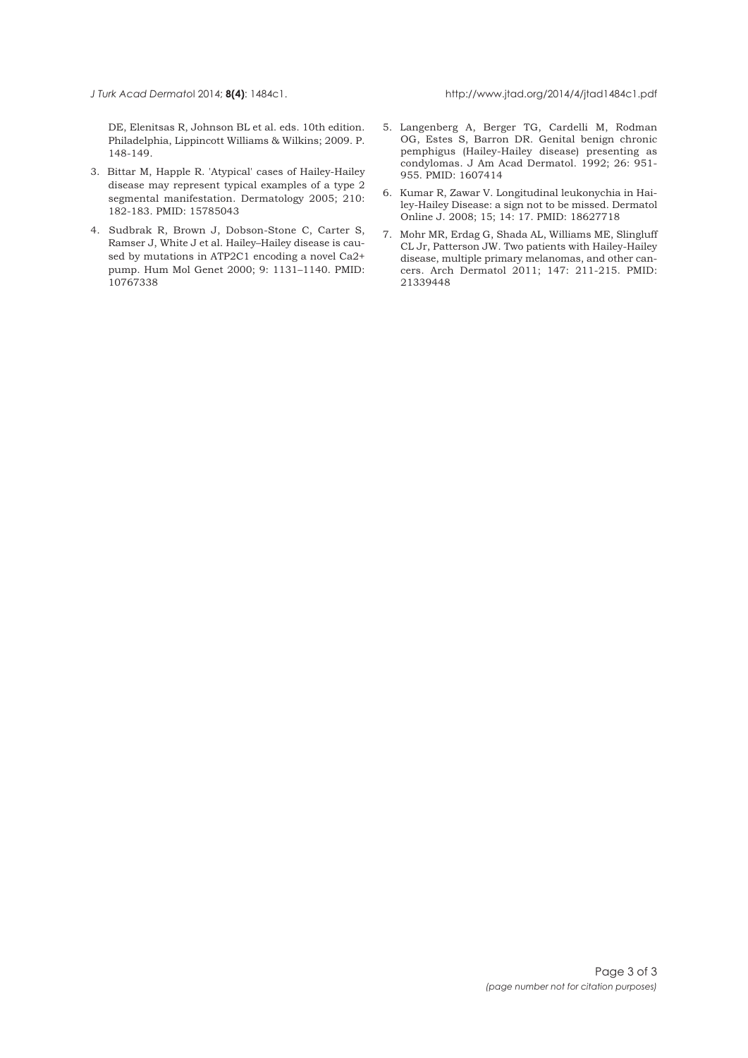DE, Elenitsas R, Johnson BL et al. eds. 10th edition. Philadelphia, Lippincott Williams & Wilkins; 2009. P. 148-149.

3. Bittar M, Happle R. 'Atypical' cases of Hailey-Hailey disease may represent typical examples of a type 2 segmental manifestation. Dermatology 2005; 210: 182-183. PMID: 15785043
4. Sudbrak R, Brown J, Dobson-Stone C, Carter S, Ramser J, White J et al. Hailey–Hailey disease is caused by mutations in ATP2C1 encoding a novel Ca2+ pump. Hum Mol Genet 2000; 9: 1131–1140. PMID: 10767338
5. Langenberg A, Berger TG, Cardelli M, Rodman OG, Estes S, Barron DR. Genital benign chronic pemphigus (Hailey-Hailey disease) presenting as condylomas. J Am Acad Dermatol. 1992; 26: 951-955. PMID: 1607414
6. Kumar R, Zawar V. Longitudinal leukonychia in Hailey-Hailey Disease: a sign not to be missed. Dermatol Online J. 2008; 15; 14: 17. PMID: 18627718
7. Mohr MR, Erdag G, Shada AL, Williams ME, Slingluff CL Jr, Patterson JW. Two patients with Hailey-Hailey disease, multiple primary melanomas, and other cancers. Arch Dermatol 2011; 147: 211-215. PMID: 21339448